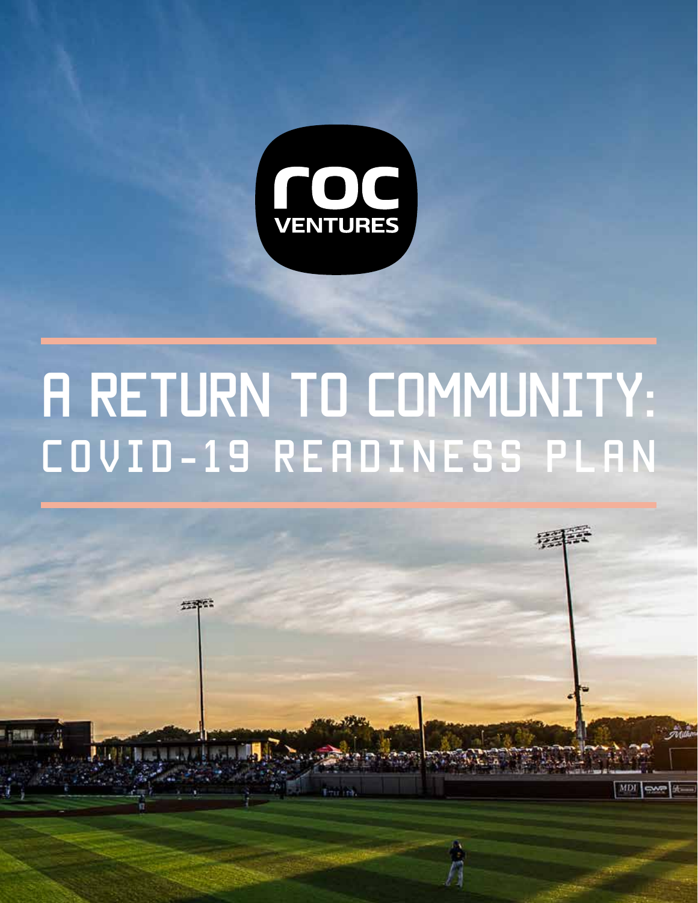roc VENTURES

# A RETURN TO COMMUNITY:
## COVID-19 READINESS PLAN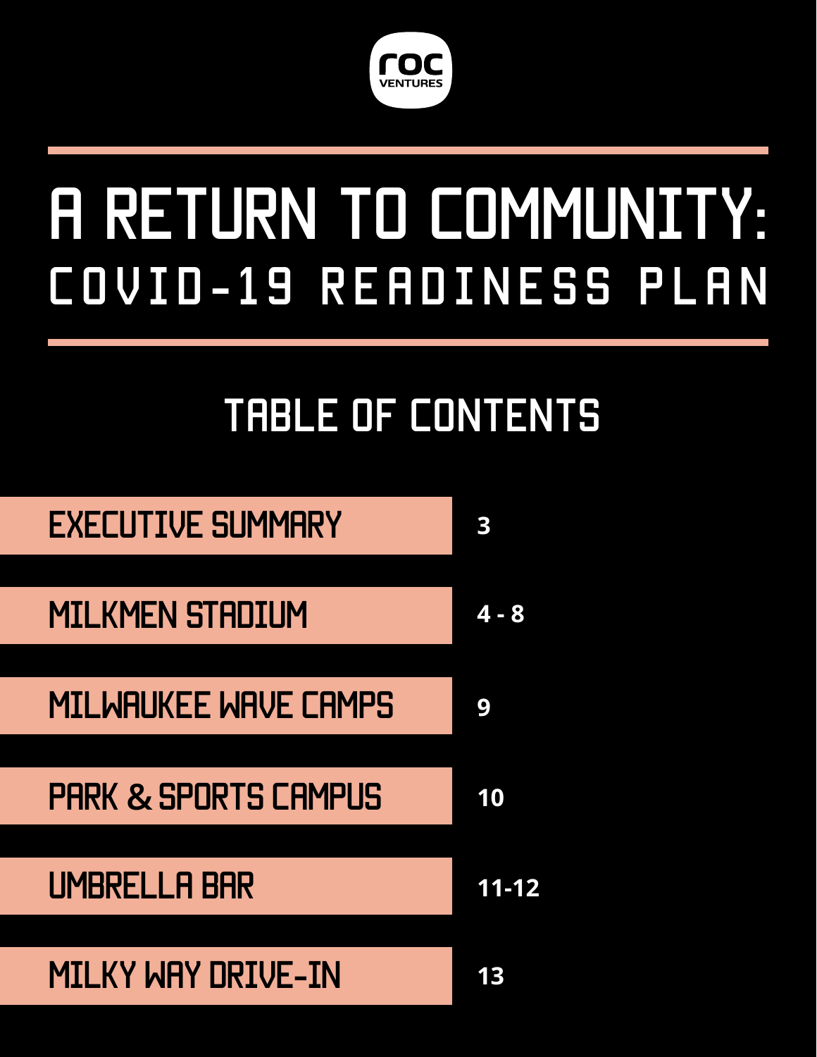roc VENTURES

# A RETURN TO COMMUNITY: COVID-19 READINESS PLAN

## TABLE OF CONTENTS

| Section | Page |
| --- | --- |
| EXECUTIVE SUMMARY | 3 |
| MILKMEN STADIUM | 4 - 8 |
| MILWAUKEE WAVE CAMPS | 9 |
| PARK & SPORTS CAMPUS | 10 |
| UMBRELLA BAR | 11-12 |
| MILKY WAY DRIVE-IN | 13 |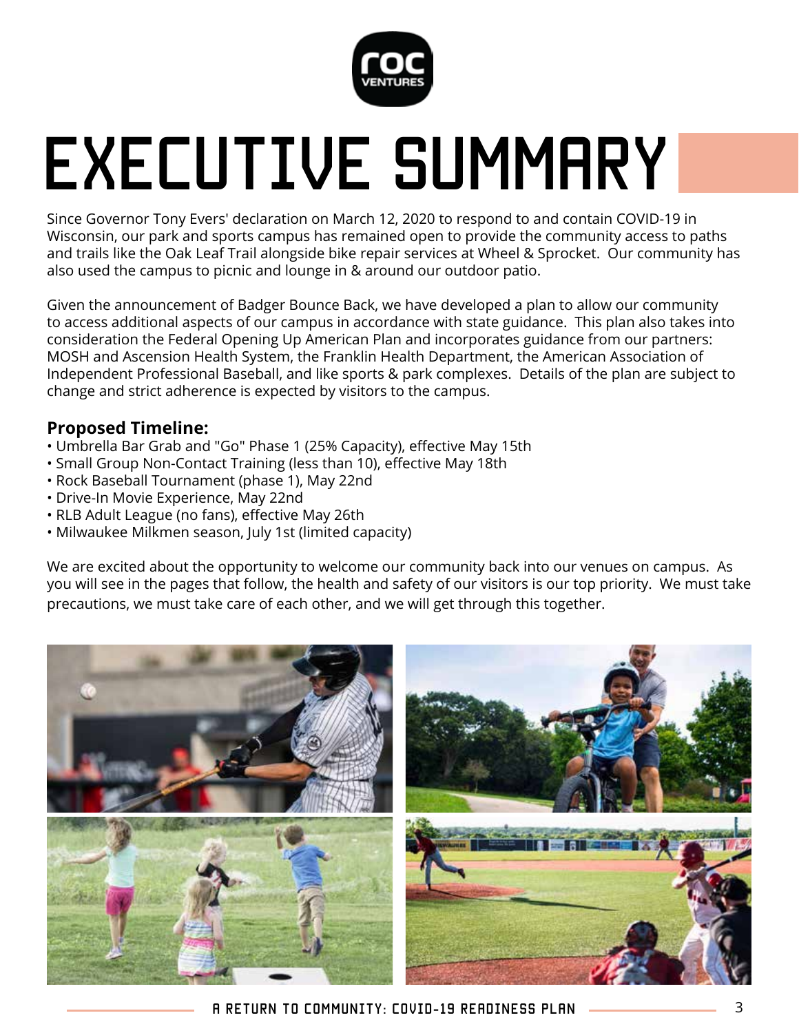# EXECUTIVE SUMMARY

Since Governor Tony Evers' declaration on March 12, 2020 to respond to and contain COVID-19 in Wisconsin, our park and sports campus has remained open to provide the community access to paths and trails like the Oak Leaf Trail alongside bike repair services at Wheel & Sprocket. Our community has also used the campus to picnic and lounge in & around our outdoor patio.

Given the announcement of Badger Bounce Back, we have developed a plan to allow our community to access additional aspects of our campus in accordance with state guidance. This plan also takes into consideration the Federal Opening Up American Plan and incorporates guidance from our partners: MOSH and Ascension Health System, the Franklin Health Department, the American Association of Independent Professional Baseball, and like sports & park complexes. Details of the plan are subject to change and strict adherence is expected by visitors to the campus.

**Proposed Timeline:**

- Umbrella Bar Grab and "Go" Phase 1 (25% Capacity), effective May 15th
- Small Group Non-Contact Training (less than 10), effective May 18th
- Rock Baseball Tournament (phase 1), May 22nd
- Drive-In Movie Experience, May 22nd
- RLB Adult League (no fans), effective May 26th
- Milwaukee Milkmen season, July 1st (limited capacity)

We are excited about the opportunity to welcome our community back into our venues on campus. As you will see in the pages that follow, the health and safety of our visitors is our top priority. We must take precautions, we must take care of each other, and we will get through this together.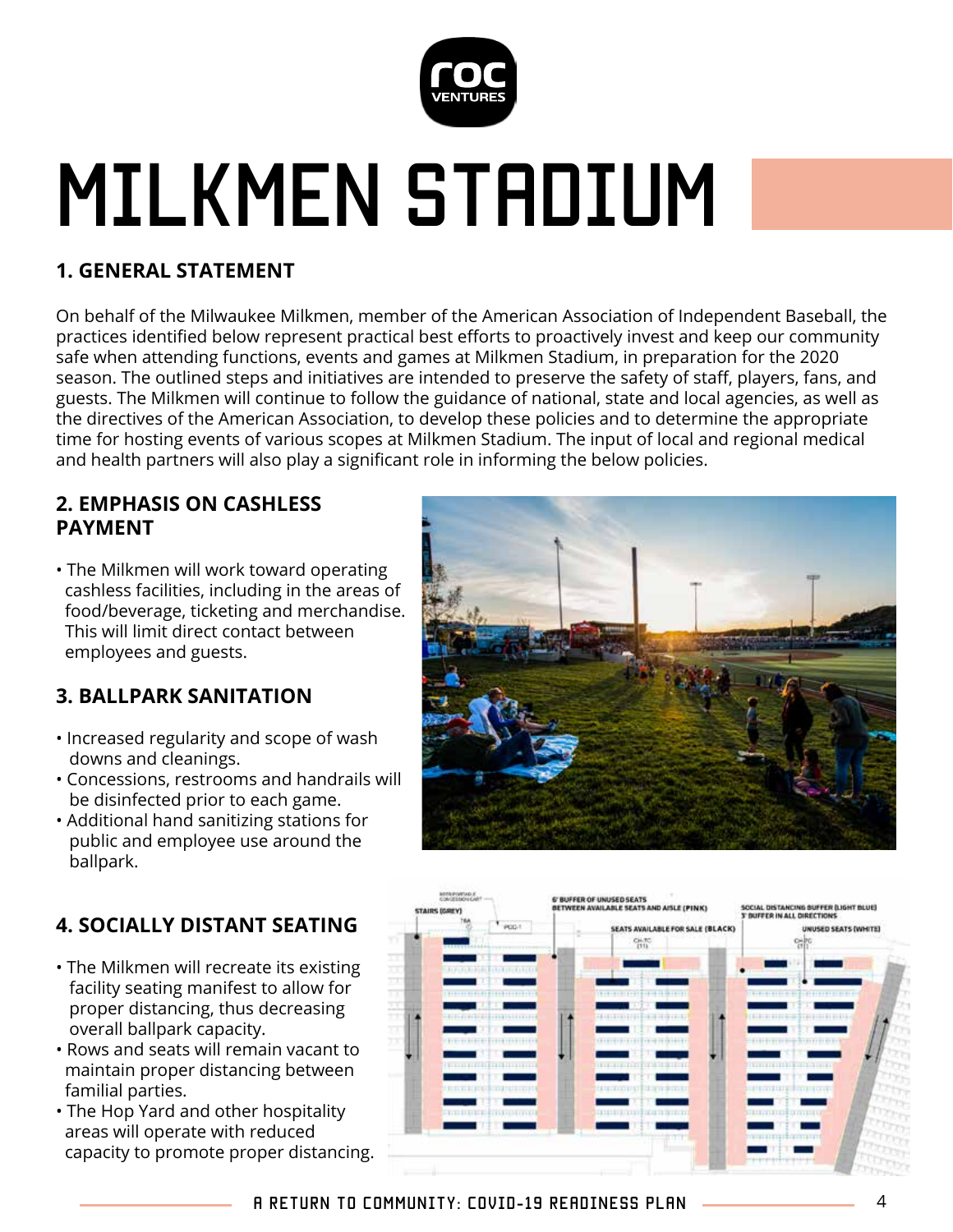# MILKMEN STADIUM

## 1. GENERAL STATEMENT

On behalf of the Milwaukee Milkmen, member of the American Association of Independent Baseball, the practices identified below represent practical best efforts to proactively invest and keep our community safe when attending functions, events and games at Milkmen Stadium, in preparation for the 2020 season. The outlined steps and initiatives are intended to preserve the safety of staff, players, fans, and guests. The Milkmen will continue to follow the guidance of national, state and local agencies, as well as the directives of the American Association, to develop these policies and to determine the appropriate time for hosting events of various scopes at Milkmen Stadium. The input of local and regional medical and health partners will also play a significant role in informing the below policies.

## 2. EMPHASIS ON CASHLESS PAYMENT

- The Milkmen will work toward operating cashless facilities, including in the areas of food/beverage, ticketing and merchandise. This will limit direct contact between employees and guests.

## 3. BALLPARK SANITATION

- Increased regularity and scope of wash downs and cleanings.
- Concessions, restrooms and handrails will be disinfected prior to each game.
- Additional hand sanitizing stations for public and employee use around the ballpark.

## 4. SOCIALLY DISTANT SEATING

- The Milkmen will recreate its existing facility seating manifest to allow for proper distancing, thus decreasing overall ballpark capacity.
- Rows and seats will remain vacant to maintain proper distancing between familial parties.
- The Hop Yard and other hospitality areas will operate with reduced capacity to promote proper distancing.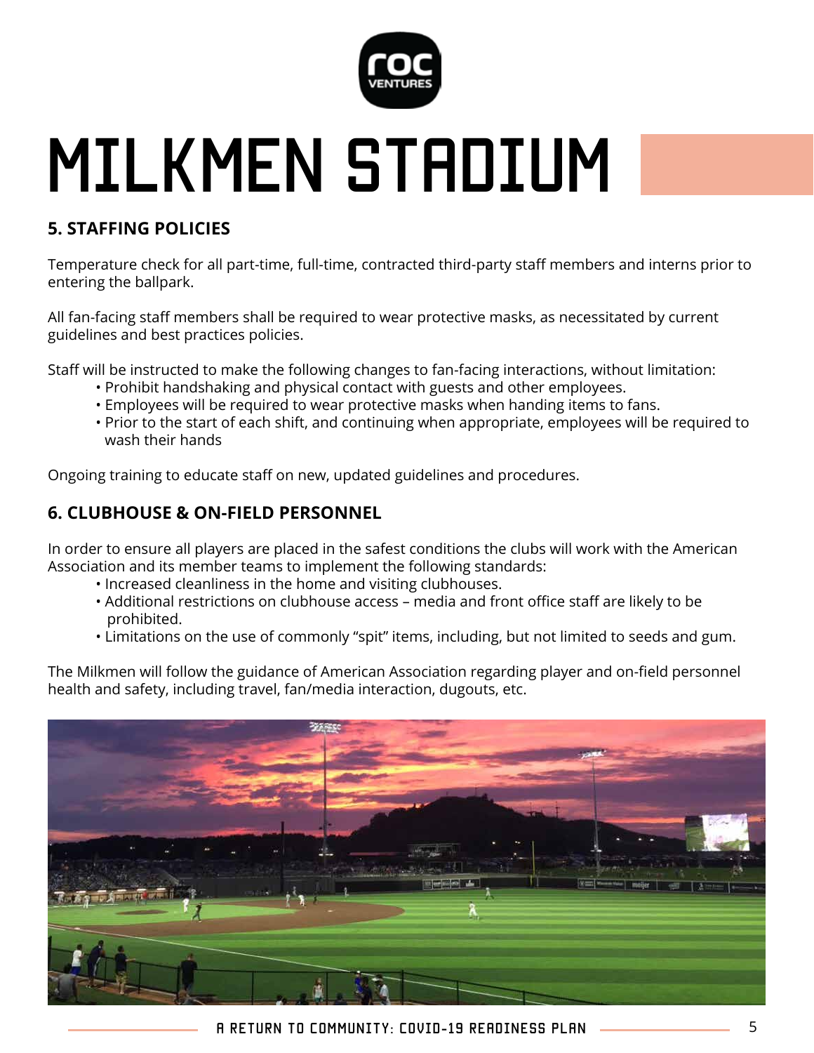# MILKMEN STADIUM

## 5. STAFFING POLICIES

Temperature check for all part-time, full-time, contracted third-party staff members and interns prior to entering the ballpark.

All fan-facing staff members shall be required to wear protective masks, as necessitated by current guidelines and best practices policies.

Staff will be instructed to make the following changes to fan-facing interactions, without limitation:

- Prohibit handshaking and physical contact with guests and other employees.
- Employees will be required to wear protective masks when handing items to fans.
- Prior to the start of each shift, and continuing when appropriate, employees will be required to wash their hands

Ongoing training to educate staff on new, updated guidelines and procedures.

## 6. CLUBHOUSE & ON-FIELD PERSONNEL

In order to ensure all players are placed in the safest conditions the clubs will work with the American Association and its member teams to implement the following standards:

- Increased cleanliness in the home and visiting clubhouses.
- Additional restrictions on clubhouse access – media and front office staff are likely to be prohibited.
- Limitations on the use of commonly "spit" items, including, but not limited to seeds and gum.

The Milkmen will follow the guidance of American Association regarding player and on-field personnel health and safety, including travel, fan/media interaction, dugouts, etc.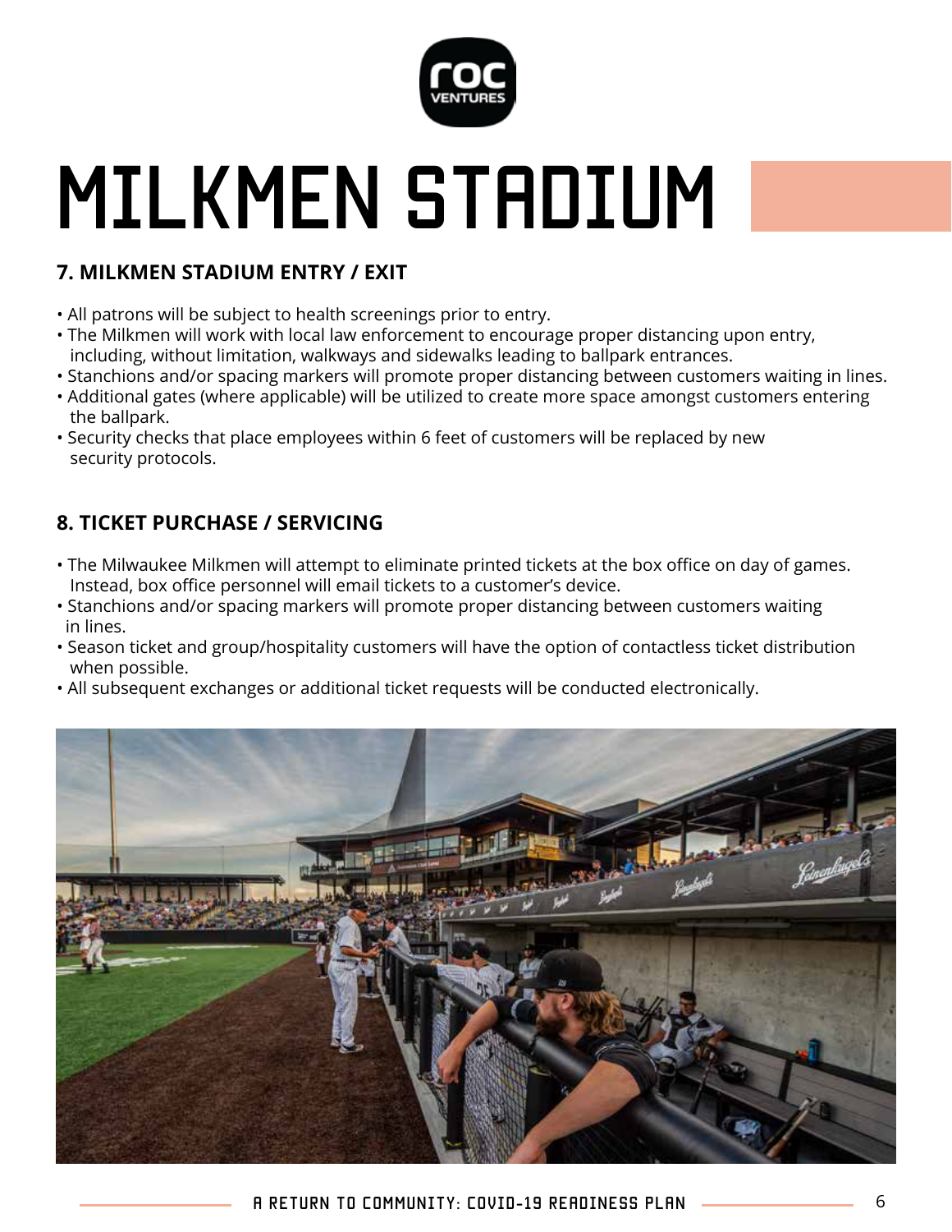# MILKMEN STADIUM

## 7. MILKMEN STADIUM ENTRY / EXIT

- All patrons will be subject to health screenings prior to entry.
- The Milkmen will work with local law enforcement to encourage proper distancing upon entry, including, without limitation, walkways and sidewalks leading to ballpark entrances.
- Stanchions and/or spacing markers will promote proper distancing between customers waiting in lines.
- Additional gates (where applicable) will be utilized to create more space amongst customers entering the ballpark.
- Security checks that place employees within 6 feet of customers will be replaced by new security protocols.

## 8. TICKET PURCHASE / SERVICING

- The Milwaukee Milkmen will attempt to eliminate printed tickets at the box office on day of games. Instead, box office personnel will email tickets to a customer's device.
- Stanchions and/or spacing markers will promote proper distancing between customers waiting in lines.
- Season ticket and group/hospitality customers will have the option of contactless ticket distribution when possible.
- All subsequent exchanges or additional ticket requests will be conducted electronically.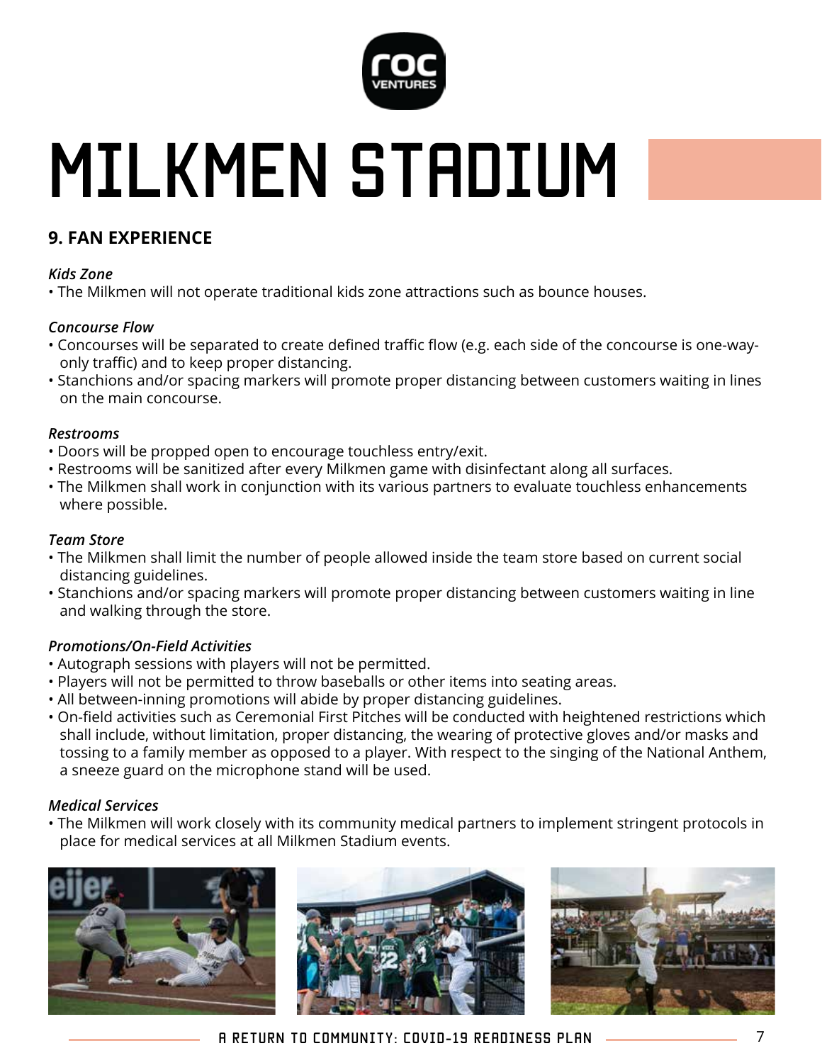# MILKMEN STADIUM

## 9. FAN EXPERIENCE

***Kids Zone***

- The Milkmen will not operate traditional kids zone attractions such as bounce houses.

***Concourse Flow***

- Concourses will be separated to create defined traffic flow (e.g. each side of the concourse is one-way-only traffic) and to keep proper distancing.
- Stanchions and/or spacing markers will promote proper distancing between customers waiting in lines on the main concourse.

***Restrooms***

- Doors will be propped open to encourage touchless entry/exit.
- Restrooms will be sanitized after every Milkmen game with disinfectant along all surfaces.
- The Milkmen shall work in conjunction with its various partners to evaluate touchless enhancements where possible.

***Team Store***

- The Milkmen shall limit the number of people allowed inside the team store based on current social distancing guidelines.
- Stanchions and/or spacing markers will promote proper distancing between customers waiting in line and walking through the store.

***Promotions/On-Field Activities***

- Autograph sessions with players will not be permitted.
- Players will not be permitted to throw baseballs or other items into seating areas.
- All between-inning promotions will abide by proper distancing guidelines.
- On-field activities such as Ceremonial First Pitches will be conducted with heightened restrictions which shall include, without limitation, proper distancing, the wearing of protective gloves and/or masks and tossing to a family member as opposed to a player. With respect to the singing of the National Anthem, a sneeze guard on the microphone stand will be used.

***Medical Services***

- The Milkmen will work closely with its community medical partners to implement stringent protocols in place for medical services at all Milkmen Stadium events.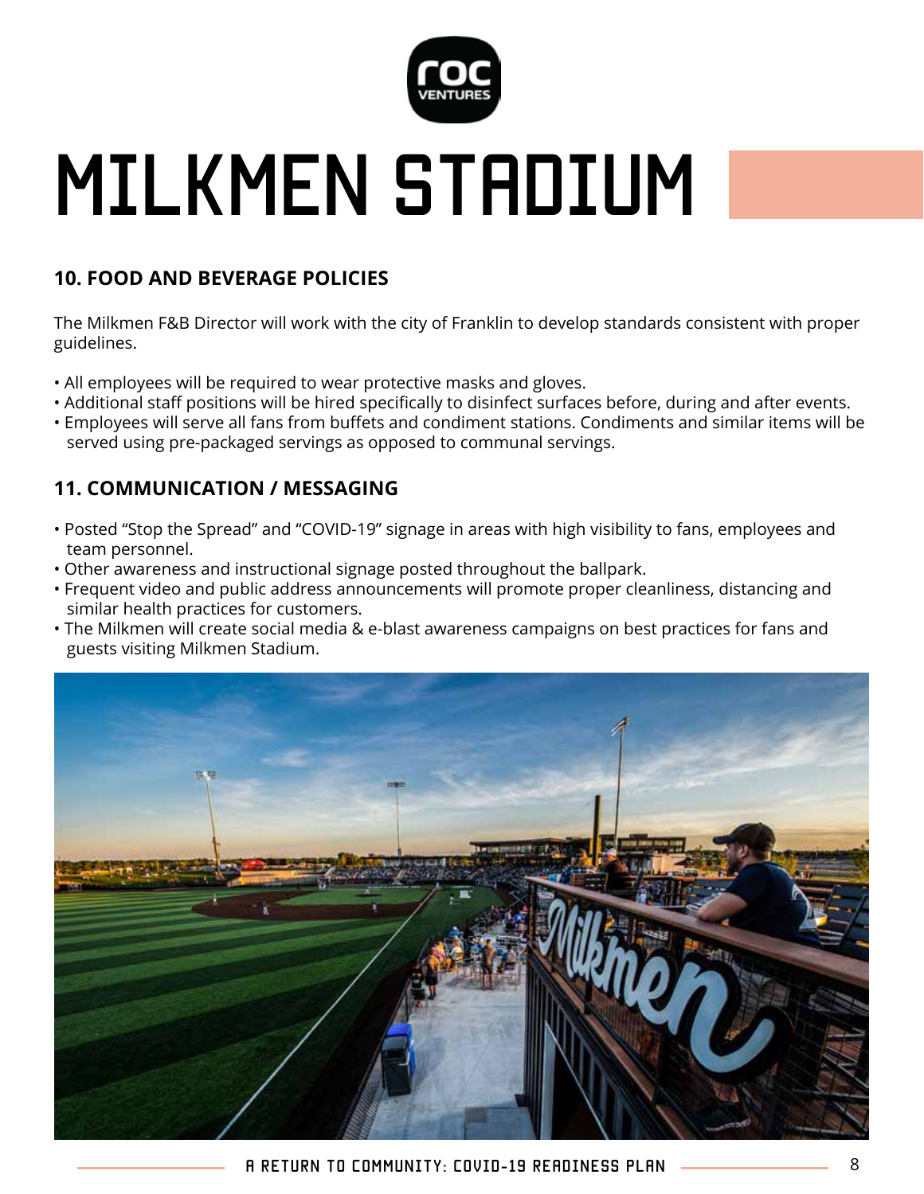# MILKMEN STADIUM

## 10. FOOD AND BEVERAGE POLICIES

The Milkmen F&B Director will work with the city of Franklin to develop standards consistent with proper guidelines.

- All employees will be required to wear protective masks and gloves.
- Additional staff positions will be hired specifically to disinfect surfaces before, during and after events.
- Employees will serve all fans from buffets and condiment stations. Condiments and similar items will be served using pre-packaged servings as opposed to communal servings.

## 11. COMMUNICATION / MESSAGING

- Posted "Stop the Spread" and "COVID-19" signage in areas with high visibility to fans, employees and team personnel.
- Other awareness and instructional signage posted throughout the ballpark.
- Frequent video and public address announcements will promote proper cleanliness, distancing and similar health practices for customers.
- The Milkmen will create social media & e-blast awareness campaigns on best practices for fans and guests visiting Milkmen Stadium.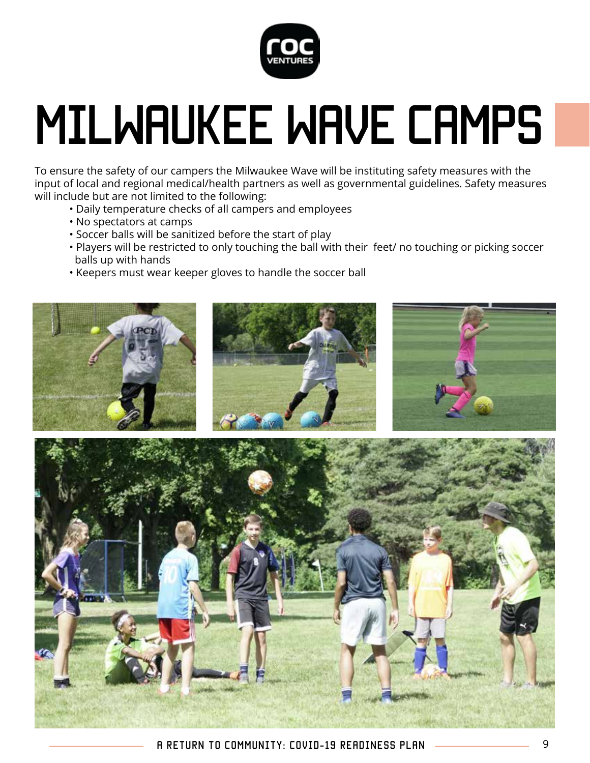# MILWAUKEE WAVE CAMPS

To ensure the safety of our campers the Milwaukee Wave will be instituting safety measures with the input of local and regional medical/health partners as well as governmental guidelines. Safety measures will include but are not limited to the following:

- Daily temperature checks of all campers and employees
- No spectators at camps
- Soccer balls will be sanitized before the start of play
- Players will be restricted to only touching the ball with their feet/ no touching or picking soccer balls up with hands
- Keepers must wear keeper gloves to handle the soccer ball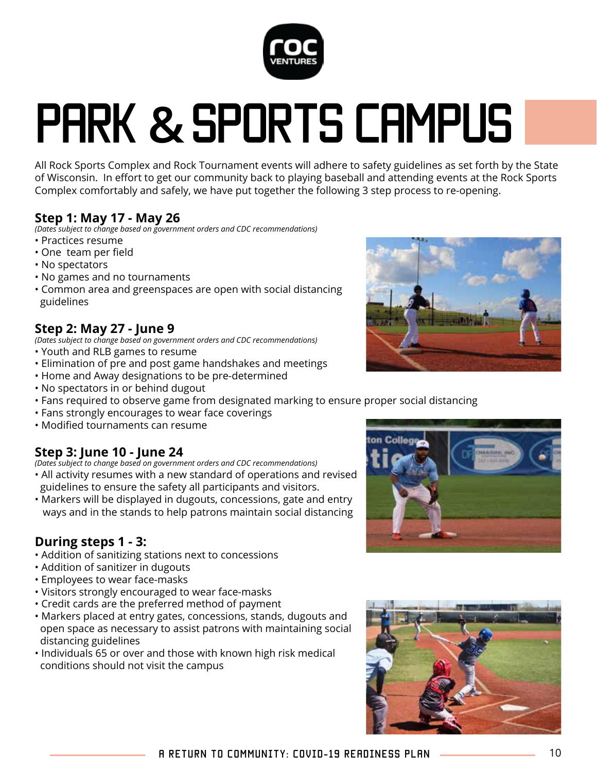# PARK & SPORTS CAMPUS

All Rock Sports Complex and Rock Tournament events will adhere to safety guidelines as set forth by the State of Wisconsin. In effort to get our community back to playing baseball and attending events at the Rock Sports Complex comfortably and safely, we have put together the following 3 step process to re-opening.

### Step 1: May 17 - May 26

*(Dates subject to change based on government orders and CDC recommendations)*

- Practices resume
- One team per field
- No spectators
- No games and no tournaments
- Common area and greenspaces are open with social distancing guidelines

### Step 2: May 27 - June 9

*(Dates subject to change based on government orders and CDC recommendations)*

- Youth and RLB games to resume
- Elimination of pre and post game handshakes and meetings
- Home and Away designations to be pre-determined
- No spectators in or behind dugout
- Fans required to observe game from designated marking to ensure proper social distancing
- Fans strongly encourages to wear face coverings
- Modified tournaments can resume

### Step 3: June 10 - June 24

*(Dates subject to change based on government orders and CDC recommendations)*

- All activity resumes with a new standard of operations and revised guidelines to ensure the safety all participants and visitors.
- Markers will be displayed in dugouts, concessions, gate and entry ways and in the stands to help patrons maintain social distancing

### During steps 1 - 3:

- Addition of sanitizing stations next to concessions
- Addition of sanitizer in dugouts
- Employees to wear face-masks
- Visitors strongly encouraged to wear face-masks
- Credit cards are the preferred method of payment
- Markers placed at entry gates, concessions, stands, dugouts and open space as necessary to assist patrons with maintaining social distancing guidelines
- Individuals 65 or over and those with known high risk medical conditions should not visit the campus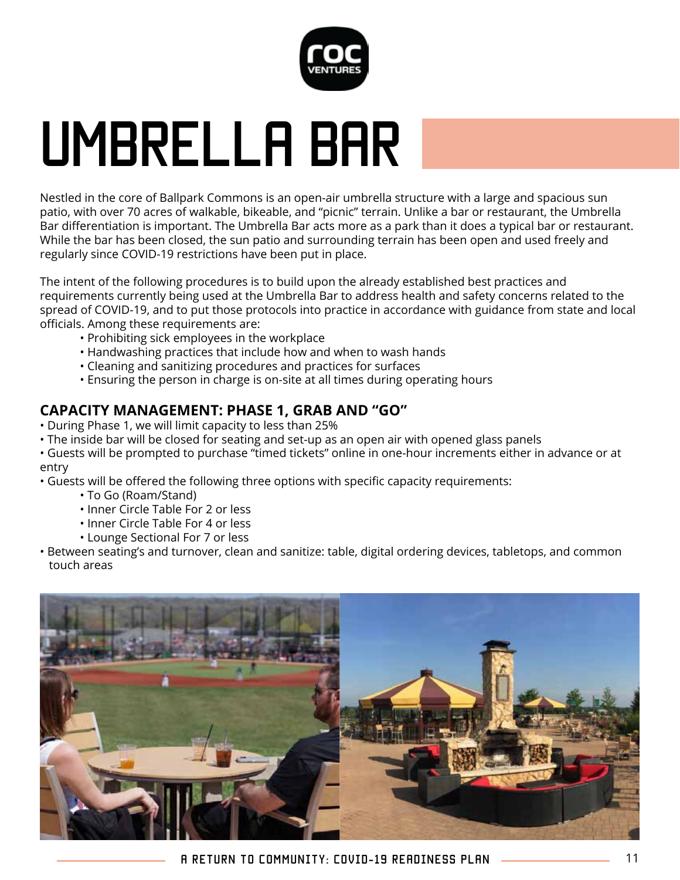# UMBRELLA BAR

Nestled in the core of Ballpark Commons is an open-air umbrella structure with a large and spacious sun patio, with over 70 acres of walkable, bikeable, and "picnic" terrain. Unlike a bar or restaurant, the Umbrella Bar differentiation is important. The Umbrella Bar acts more as a park than it does a typical bar or restaurant. While the bar has been closed, the sun patio and surrounding terrain has been open and used freely and regularly since COVID-19 restrictions have been put in place.

The intent of the following procedures is to build upon the already established best practices and requirements currently being used at the Umbrella Bar to address health and safety concerns related to the spread of COVID-19, and to put those protocols into practice in accordance with guidance from state and local officials. Among these requirements are:

- Prohibiting sick employees in the workplace
- Handwashing practices that include how and when to wash hands
- Cleaning and sanitizing procedures and practices for surfaces
- Ensuring the person in charge is on-site at all times during operating hours

## CAPACITY MANAGEMENT: PHASE 1, GRAB AND "GO"

- During Phase 1, we will limit capacity to less than 25%
- The inside bar will be closed for seating and set-up as an open air with opened glass panels
- Guests will be prompted to purchase "timed tickets" online in one-hour increments either in advance or at entry
- Guests will be offered the following three options with specific capacity requirements:
  - To Go (Roam/Stand)
  - Inner Circle Table For 2 or less
  - Inner Circle Table For 4 or less
  - Lounge Sectional For 7 or less
- Between seating's and turnover, clean and sanitize: table, digital ordering devices, tabletops, and common touch areas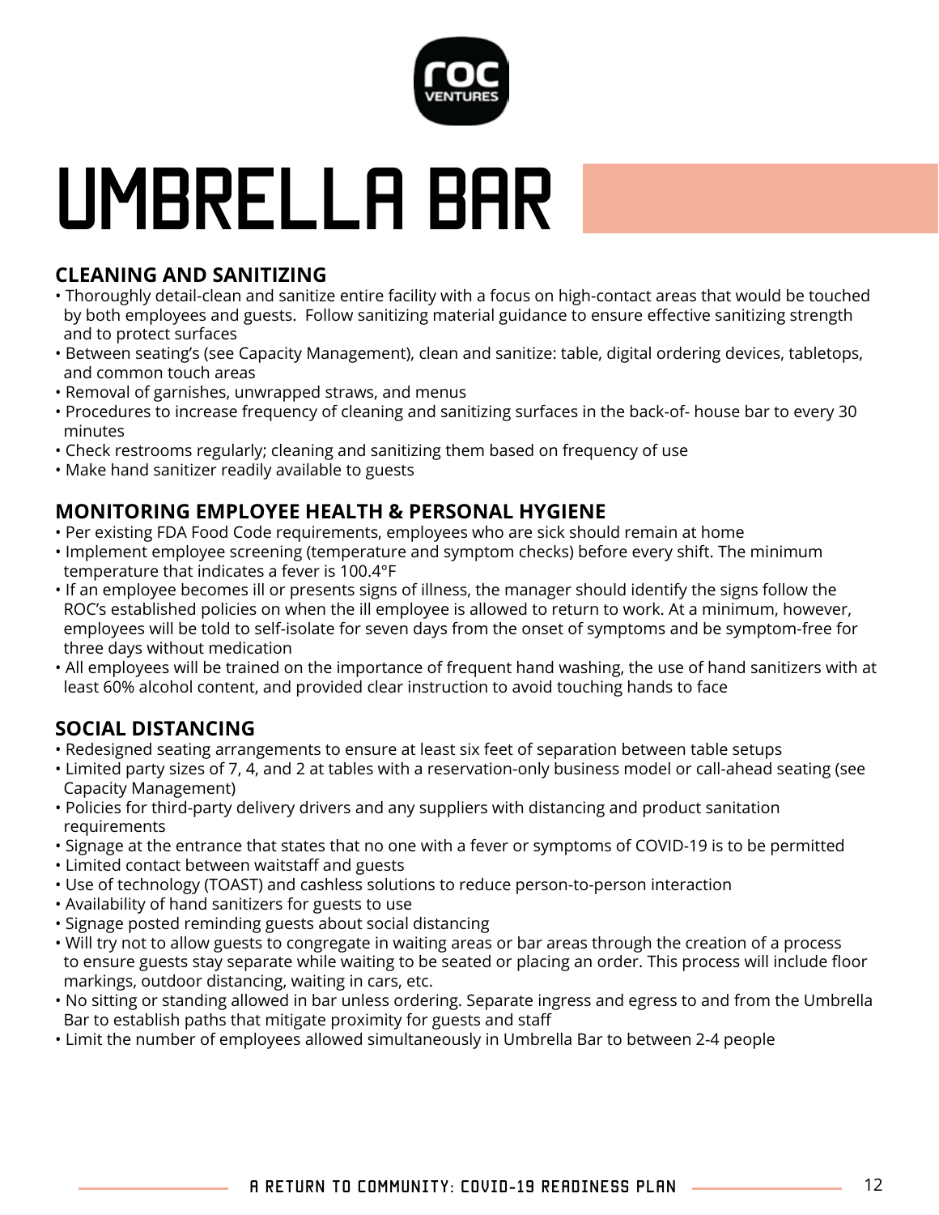# UMBRELLA BAR

## CLEANING AND SANITIZING

- Thoroughly detail-clean and sanitize entire facility with a focus on high-contact areas that would be touched by both employees and guests. Follow sanitizing material guidance to ensure effective sanitizing strength and to protect surfaces
- Between seating's (see Capacity Management), clean and sanitize: table, digital ordering devices, tabletops, and common touch areas
- Removal of garnishes, unwrapped straws, and menus
- Procedures to increase frequency of cleaning and sanitizing surfaces in the back-of- house bar to every 30 minutes
- Check restrooms regularly; cleaning and sanitizing them based on frequency of use
- Make hand sanitizer readily available to guests

## MONITORING EMPLOYEE HEALTH & PERSONAL HYGIENE

- Per existing FDA Food Code requirements, employees who are sick should remain at home
- Implement employee screening (temperature and symptom checks) before every shift. The minimum temperature that indicates a fever is 100.4°F
- If an employee becomes ill or presents signs of illness, the manager should identify the signs follow the ROC's established policies on when the ill employee is allowed to return to work. At a minimum, however, employees will be told to self-isolate for seven days from the onset of symptoms and be symptom-free for three days without medication
- All employees will be trained on the importance of frequent hand washing, the use of hand sanitizers with at least 60% alcohol content, and provided clear instruction to avoid touching hands to face

## SOCIAL DISTANCING

- Redesigned seating arrangements to ensure at least six feet of separation between table setups
- Limited party sizes of 7, 4, and 2 at tables with a reservation-only business model or call-ahead seating (see Capacity Management)
- Policies for third-party delivery drivers and any suppliers with distancing and product sanitation requirements
- Signage at the entrance that states that no one with a fever or symptoms of COVID-19 is to be permitted
- Limited contact between waitstaff and guests
- Use of technology (TOAST) and cashless solutions to reduce person-to-person interaction
- Availability of hand sanitizers for guests to use
- Signage posted reminding guests about social distancing
- Will try not to allow guests to congregate in waiting areas or bar areas through the creation of a process to ensure guests stay separate while waiting to be seated or placing an order. This process will include floor markings, outdoor distancing, waiting in cars, etc.
- No sitting or standing allowed in bar unless ordering. Separate ingress and egress to and from the Umbrella Bar to establish paths that mitigate proximity for guests and staff
- Limit the number of employees allowed simultaneously in Umbrella Bar to between 2-4 people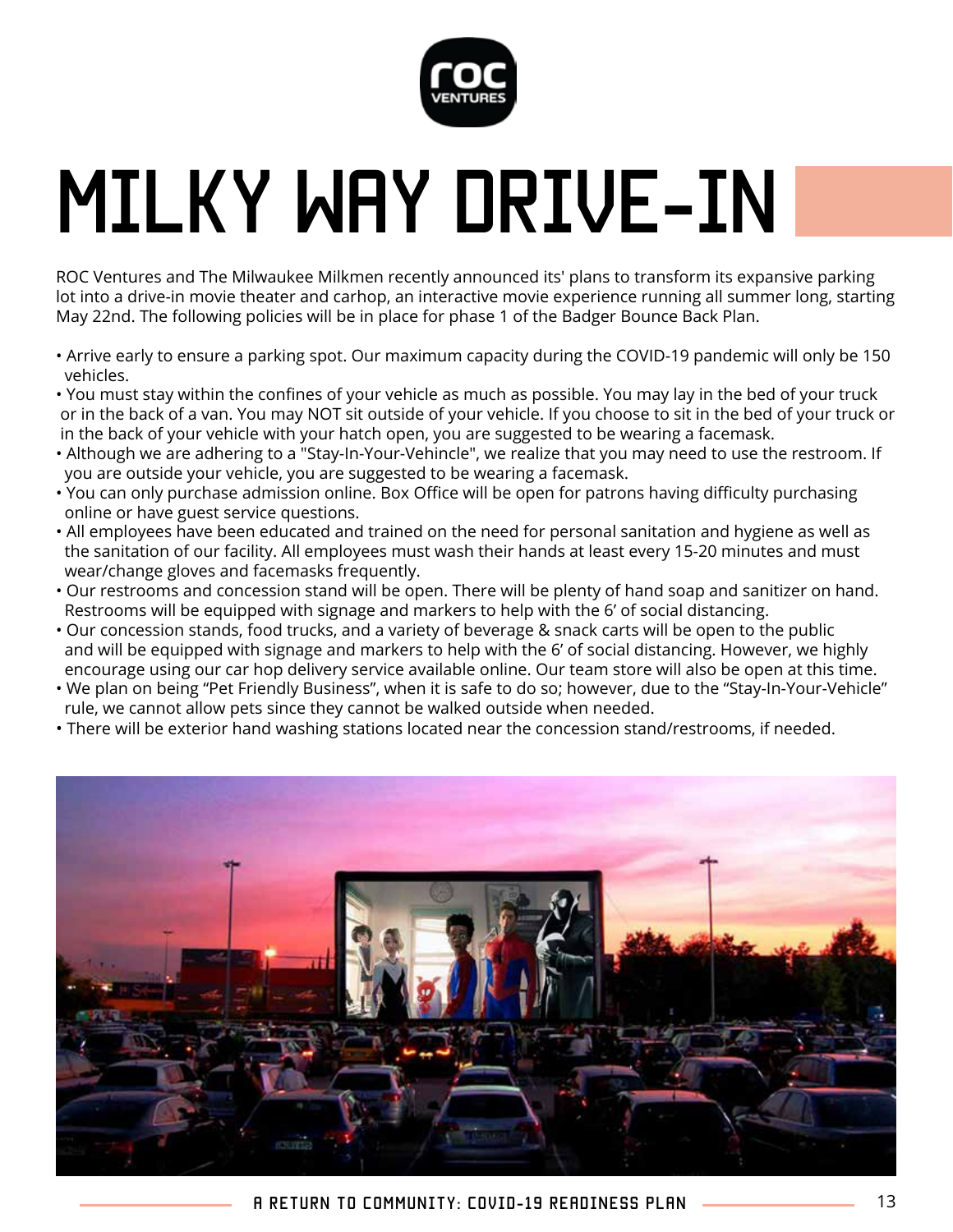# MILKY WAY DRIVE-IN

ROC Ventures and The Milwaukee Milkmen recently announced its' plans to transform its expansive parking lot into a drive-in movie theater and carhop, an interactive movie experience running all summer long, starting May 22nd. The following policies will be in place for phase 1 of the Badger Bounce Back Plan.

- Arrive early to ensure a parking spot. Our maximum capacity during the COVID-19 pandemic will only be 150 vehicles.
- You must stay within the confines of your vehicle as much as possible. You may lay in the bed of your truck or in the back of a van. You may NOT sit outside of your vehicle. If you choose to sit in the bed of your truck or in the back of your vehicle with your hatch open, you are suggested to be wearing a facemask.
- Although we are adhering to a "Stay-In-Your-Vehincle", we realize that you may need to use the restroom. If you are outside your vehicle, you are suggested to be wearing a facemask.
- You can only purchase admission online. Box Office will be open for patrons having difficulty purchasing online or have guest service questions.
- All employees have been educated and trained on the need for personal sanitation and hygiene as well as the sanitation of our facility. All employees must wash their hands at least every 15-20 minutes and must wear/change gloves and facemasks frequently.
- Our restrooms and concession stand will be open. There will be plenty of hand soap and sanitizer on hand. Restrooms will be equipped with signage and markers to help with the 6' of social distancing.
- Our concession stands, food trucks, and a variety of beverage & snack carts will be open to the public and will be equipped with signage and markers to help with the 6' of social distancing. However, we highly encourage using our car hop delivery service available online. Our team store will also be open at this time.
- We plan on being "Pet Friendly Business", when it is safe to do so; however, due to the "Stay-In-Your-Vehicle" rule, we cannot allow pets since they cannot be walked outside when needed.
- There will be exterior hand washing stations located near the concession stand/restrooms, if needed.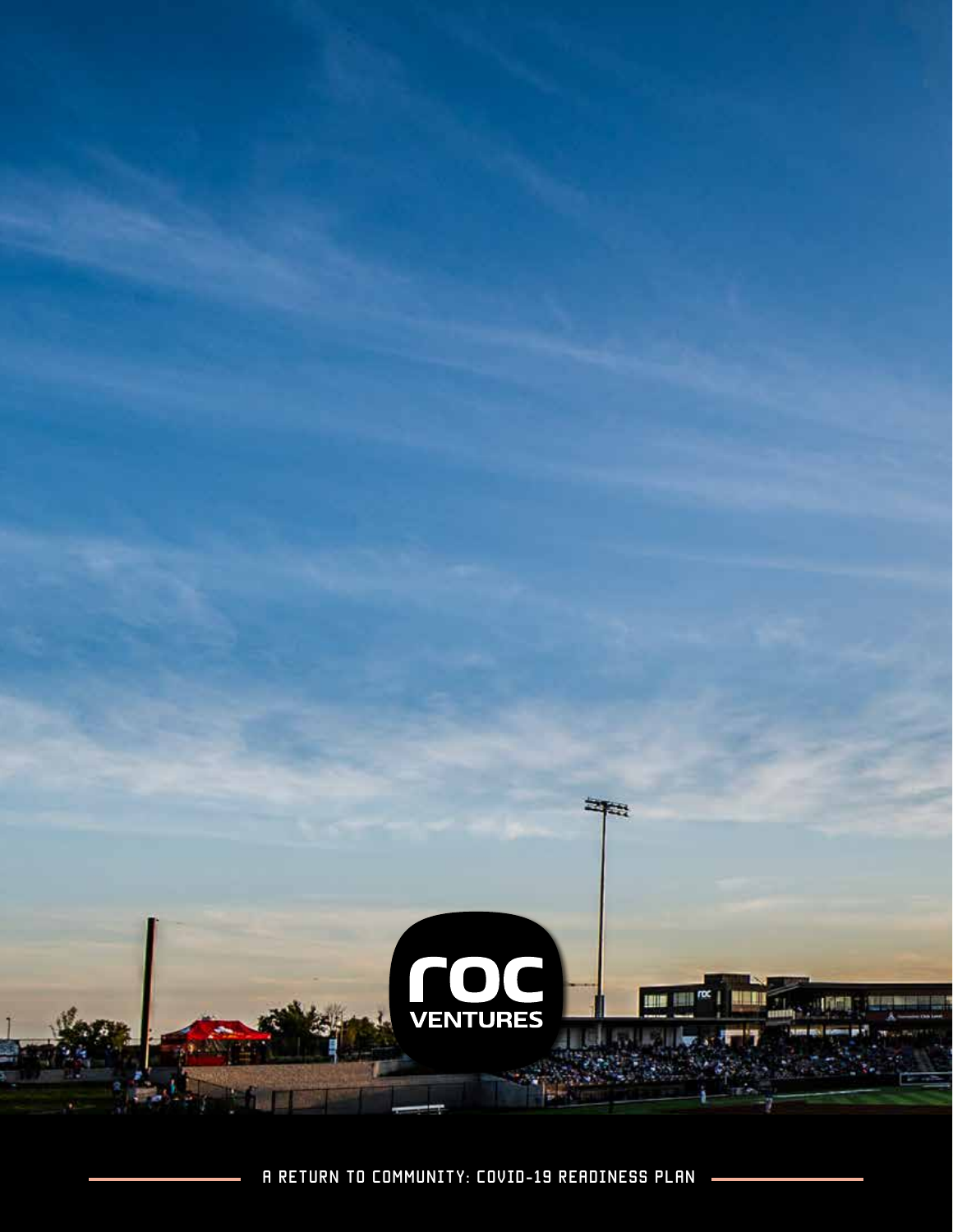roc VENTURES

A RETURN TO COMMUNITY: COVID-19 READINESS PLAN